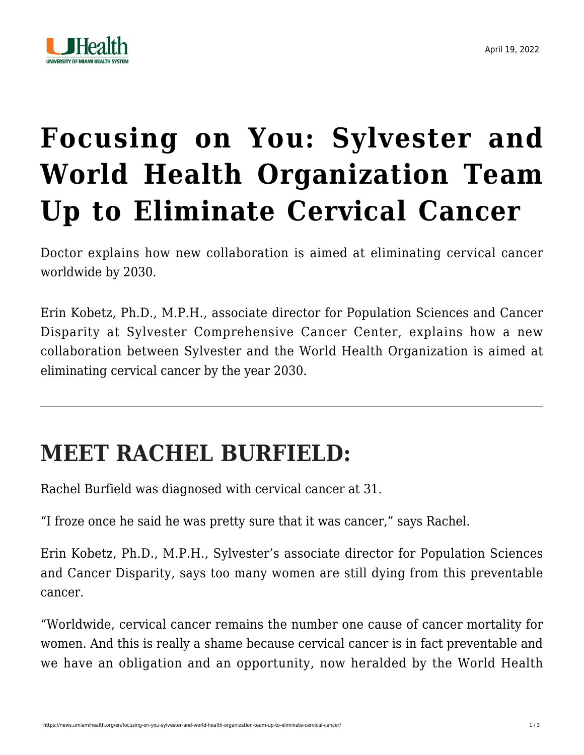# Focusing on You: Sylvester and World Health Organization Team Up to Eliminate Cervical Cancer

Doctor explains how new collaboration is aimed at eliminating cervical cancer worldwide by 2030.

Erin Kobetz, Ph.D., M.P.H., associate director for Population Sciences and Cancer Disparity at Sylvester Comprehensive Cancer Center, explains how a new collaboration between Sylvester and the World Health Organization is aimed at eliminating cervical cancer by the year 2030.

---

## MEET RACHEL BURFIELD:

Rachel Burfield was diagnosed with cervical cancer at 31.

"I froze once he said he was pretty sure that it was cancer," says Rachel.

Erin Kobetz, Ph.D., M.P.H., Sylvester's associate director for Population Sciences and Cancer Disparity, says too many women are still dying from this preventable cancer.

"Worldwide, cervical cancer remains the number one cause of cancer mortality for women. And this is really a shame because cervical cancer is in fact preventable and we have an obligation and an opportunity, now heralded by the World Health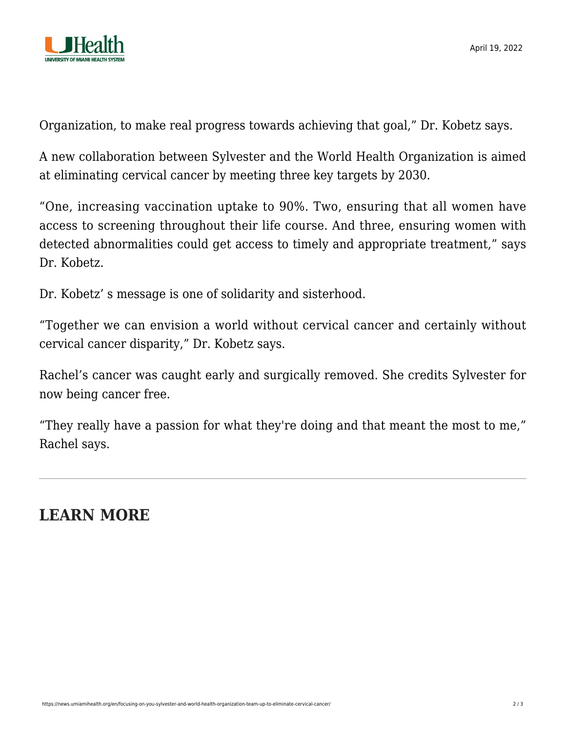Organization, to make real progress towards achieving that goal," Dr. Kobetz says.

A new collaboration between Sylvester and the World Health Organization is aimed at eliminating cervical cancer by meeting three key targets by 2030.

"One, increasing vaccination uptake to 90%. Two, ensuring that all women have access to screening throughout their life course. And three, ensuring women with detected abnormalities could get access to timely and appropriate treatment," says Dr. Kobetz.

Dr. Kobetz' s message is one of solidarity and sisterhood.

"Together we can envision a world without cervical cancer and certainly without cervical cancer disparity," Dr. Kobetz says.

Rachel's cancer was caught early and surgically removed. She credits Sylvester for now being cancer free.

"They really have a passion for what they're doing and that meant the most to me," Rachel says.

---

## LEARN MORE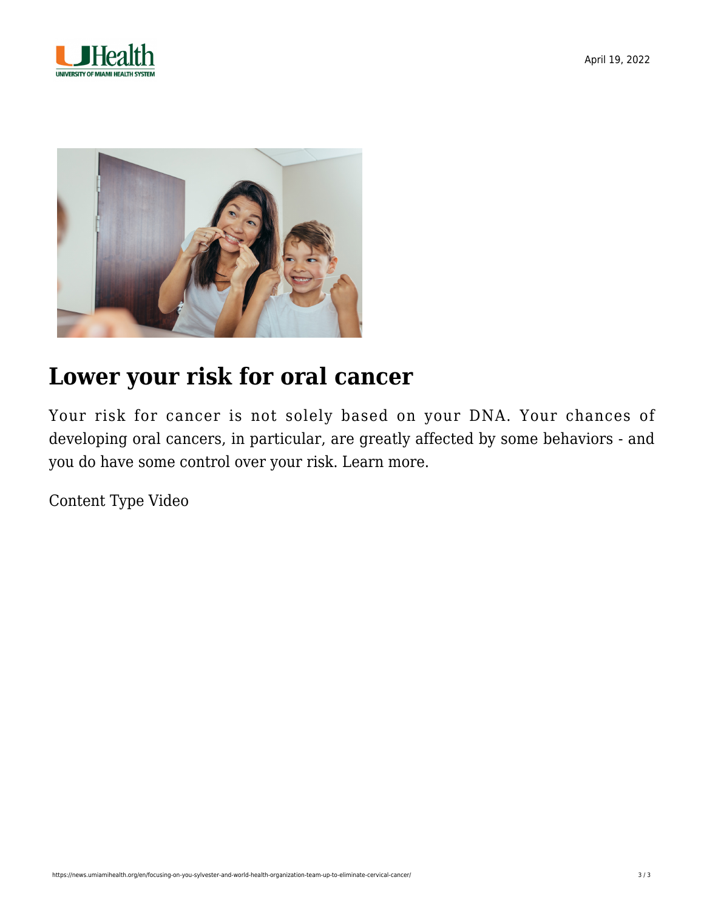## Lower your risk for oral cancer

Your risk for cancer is not solely based on your DNA. Your chances of developing oral cancers, in particular, are greatly affected by some behaviors - and you do have some control over your risk. Learn more.

Content Type Video